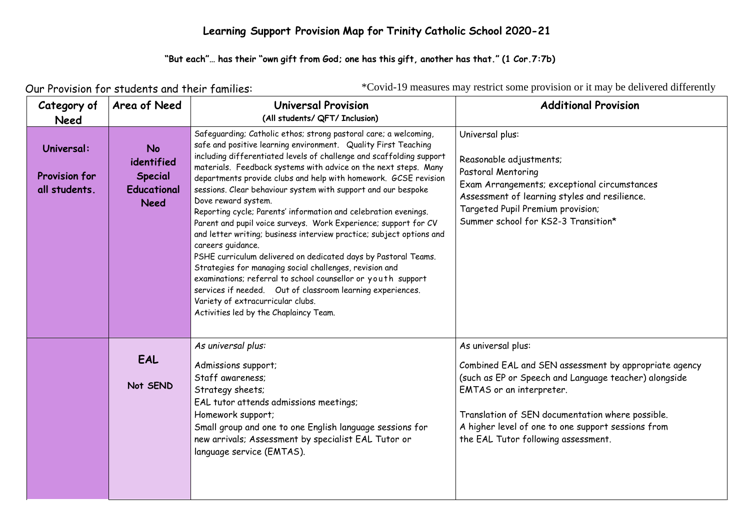# Learning Support Provision Map for Trinity Catholic School 2020-21

**"But each"… has their "own gift from God; one has this gift, another has that." (1 Cor.7:7b)**

Our Provision for students and their families: *Covid-19 measures may restrict some provision or it may be delivered differently

| Category of Need | Area of Need | Universal Provision (All students/ QFT/ Inclusion) | Additional Provision |
|---|---|---|---|
| **Universal: Provision for all students.** | **No identified Special Educational Need** | Safeguarding; Catholic ethos; strong pastoral care; a welcoming, safe and positive learning environment. Quality First Teaching including differentiated levels of challenge and scaffolding support materials. Feedback systems with advice on the next steps. Many departments provide clubs and help with homework. GCSE revision sessions. Clear behaviour system with support and our bespoke Dove reward system. Reporting cycle; Parents' information and celebration evenings. Parent and pupil voice surveys. Work Experience; support for CV and letter writing; business interview practice; subject options and careers guidance. PSHE curriculum delivered on dedicated days by Pastoral Teams. Strategies for managing social challenges, revision and examinations; referral to school counsellor or youth support services if needed. Out of classroom learning experiences. Variety of extracurricular clubs. Activities led by the Chaplaincy Team. | Universal plus: Reasonable adjustments; Pastoral Mentoring; Exam Arrangements; exceptional circumstances; Assessment of learning styles and resilience. Targeted Pupil Premium provision; Summer school for KS2-3 Transition* |
| | **EAL** **Not SEND** | *As universal plus:* Admissions support; Staff awareness; Strategy sheets; EAL tutor attends admissions meetings; Homework support; Small group and one to one English language sessions for new arrivals; Assessment by specialist EAL Tutor or language service (EMTAS). | As universal plus: Combined EAL and SEN assessment by appropriate agency (such as EP or Speech and Language teacher) alongside EMTAS or an interpreter. Translation of SEN documentation where possible. A higher level of one to one support sessions from the EAL Tutor following assessment. |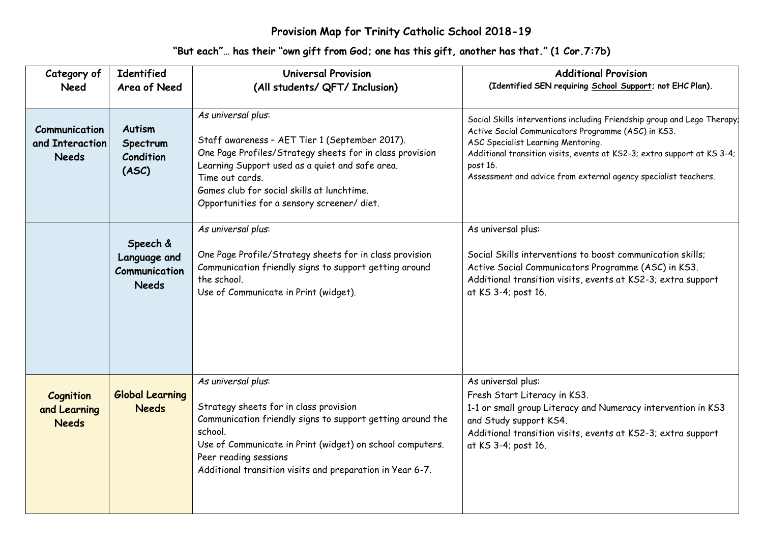# Provision Map for Trinity Catholic School 2018-19

## "But each"… has their "own gift from God; one has this gift, another has that." (1 Cor.7:7b)

| Category of Need | Identified Area of Need | Universal Provision (All students/ QFT/ Inclusion) | Additional Provision (Identified SEN requiring School Support; not EHC Plan). |
| --- | --- | --- | --- |
| **Communication and Interaction Needs** | **Autism Spectrum Condition (ASC)** | *As universal plus*:<br><br>Staff awareness – AET Tier 1 (September 2017).<br>One Page Profiles/Strategy sheets for in class provision<br>Learning Support used as a quiet and safe area.<br>Time out cards.<br>Games club for social skills at lunchtime.<br>Opportunities for a sensory screener/ diet. | Social Skills interventions including Friendship group and Lego Therapy;<br>Active Social Communicators Programme (ASC) in KS3.<br>ASC Specialist Learning Mentoring.<br>Additional transition visits, events at KS2-3; extra support at KS 3-4; post 16.<br>Assessment and advice from external agency specialist teachers. |
| | **Speech & Language and Communication Needs** | *As universal plus*:<br><br>One Page Profile/Strategy sheets for in class provision<br>Communication friendly signs to support getting around the school.<br>Use of Communicate in Print (widget). | As universal plus:<br><br>Social Skills interventions to boost communication skills;<br>Active Social Communicators Programme (ASC) in KS3.<br>Additional transition visits, events at KS2-3; extra support at KS 3-4; post 16. |
| **Cognition and Learning Needs** | **Global Learning Needs** | *As universal plus*:<br><br>Strategy sheets for in class provision<br>Communication friendly signs to support getting around the school.<br>Use of Communicate in Print (widget) on school computers.<br>Peer reading sessions<br>Additional transition visits and preparation in Year 6-7. | As universal plus:<br>Fresh Start Literacy in KS3.<br>1-1 or small group Literacy and Numeracy intervention in KS3 and Study support KS4.<br>Additional transition visits, events at KS2-3; extra support at KS 3-4; post 16. |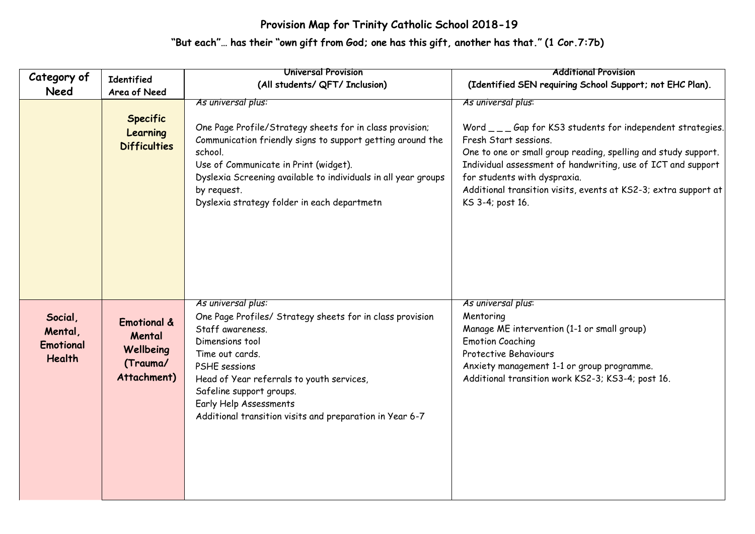## Provision Map for Trinity Catholic School 2018-19

**"But each"… has their "own gift from God; one has this gift, another has that." (1 Cor.7:7b)**

| Category of Need | Identified Area of Need | Universal Provision (All students/ QFT/ Inclusion) | Additional Provision (Identified SEN requiring School Support; not EHC Plan). |
|---|---|---|---|
| | **Specific Learning Difficulties** | *As universal plus:*<br><br>One Page Profile/Strategy sheets for in class provision;<br>Communication friendly signs to support getting around the school.<br>Use of Communicate in Print (widget).<br>Dyslexia Screening available to individuals in all year groups by request.<br>Dyslexia strategy folder in each departmetn | *As universal plus:*<br><br>Word _ _ _ Gap for KS3 students for independent strategies.<br>Fresh Start sessions.<br>One to one or small group reading, spelling and study support.<br>Individual assessment of handwriting, use of ICT and support for students with dyspraxia.<br>Additional transition visits, events at KS2-3; extra support at KS 3-4; post 16. |
| **Social, Mental, Emotional Health** | **Emotional & Mental Wellbeing (Trauma/ Attachment)** | *As universal plus:*<br>One Page Profiles/ Strategy sheets for in class provision<br>Staff awareness.<br>Dimensions tool<br>Time out cards.<br>PSHE sessions<br>Head of Year referrals to youth services,<br>Safeline support groups.<br>Early Help Assessments<br>Additional transition visits and preparation in Year 6-7 | *As universal plus:*<br>Mentoring<br>Manage ME intervention (1-1 or small group)<br>Emotion Coaching<br>Protective Behaviours<br>Anxiety management 1-1 or group programme.<br>Additional transition work KS2-3; KS3-4; post 16. |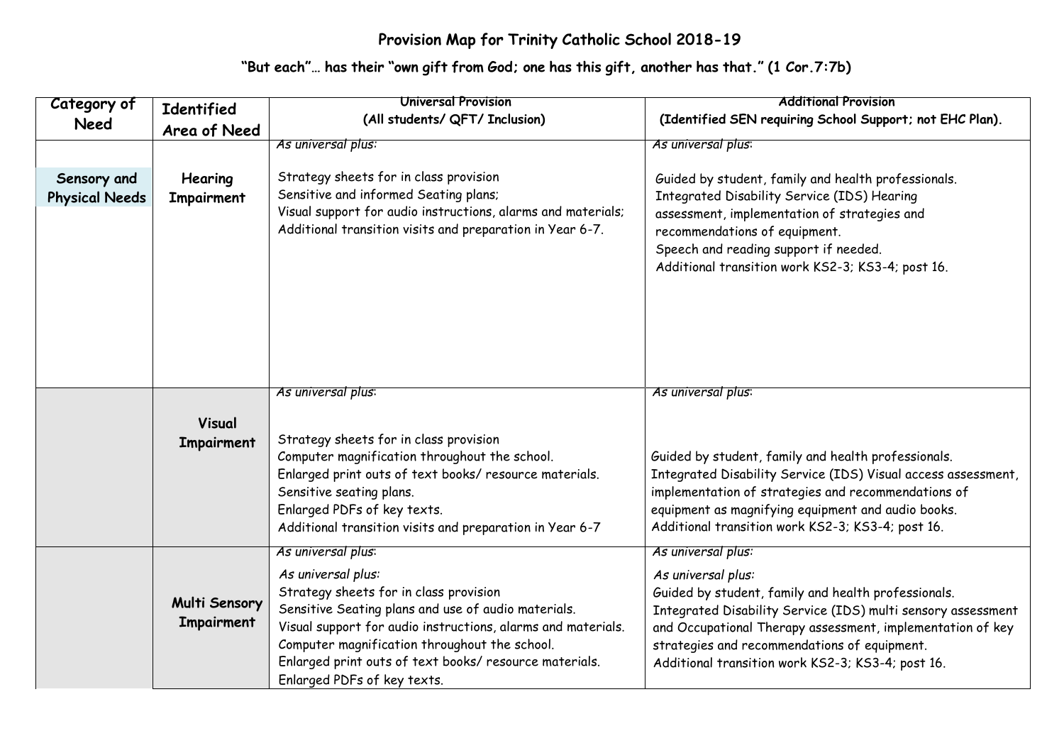## Provision Map for Trinity Catholic School 2018-19

**"But each"… has their "own gift from God; one has this gift, another has that." (1 Cor.7:7b)**

| Category of Need | Identified Area of Need | Universal Provision (All students/ QFT/ Inclusion) | Additional Provision (Identified SEN requiring School Support; not EHC Plan). |
|---|---|---|---|
| **Sensory and Physical Needs** | **Hearing Impairment** | *As universal plus:*<br><br>Strategy sheets for in class provision<br>Sensitive and informed Seating plans;<br>Visual support for audio instructions, alarms and materials;<br>Additional transition visits and preparation in Year 6-7. | *As universal plus:*<br><br>Guided by student, family and health professionals.<br>Integrated Disability Service (IDS) Hearing assessment, implementation of strategies and recommendations of equipment.<br>Speech and reading support if needed.<br>Additional transition work KS2-3; KS3-4; post 16. |
| | **Visual Impairment** | *As universal plus:*<br><br>Strategy sheets for in class provision<br>Computer magnification throughout the school.<br>Enlarged print outs of text books/ resource materials.<br>Sensitive seating plans.<br>Enlarged PDFs of key texts.<br>Additional transition visits and preparation in Year 6-7 | *As universal plus:*<br><br>Guided by student, family and health professionals.<br>Integrated Disability Service (IDS) Visual access assessment, implementation of strategies and recommendations of equipment as magnifying equipment and audio books.<br>Additional transition work KS2-3; KS3-4; post 16. |
| | **Multi Sensory Impairment** | *As universal plus:*<br><br>*As universal plus:*<br>Strategy sheets for in class provision<br>Sensitive Seating plans and use of audio materials.<br>Visual support for audio instructions, alarms and materials.<br>Computer magnification throughout the school.<br>Enlarged print outs of text books/ resource materials.<br>Enlarged PDFs of key texts. | *As universal plus:*<br><br>*As universal plus:*<br>Guided by student, family and health professionals.<br>Integrated Disability Service (IDS) multi sensory assessment and Occupational Therapy assessment, implementation of key strategies and recommendations of equipment.<br>Additional transition work KS2-3; KS3-4; post 16. |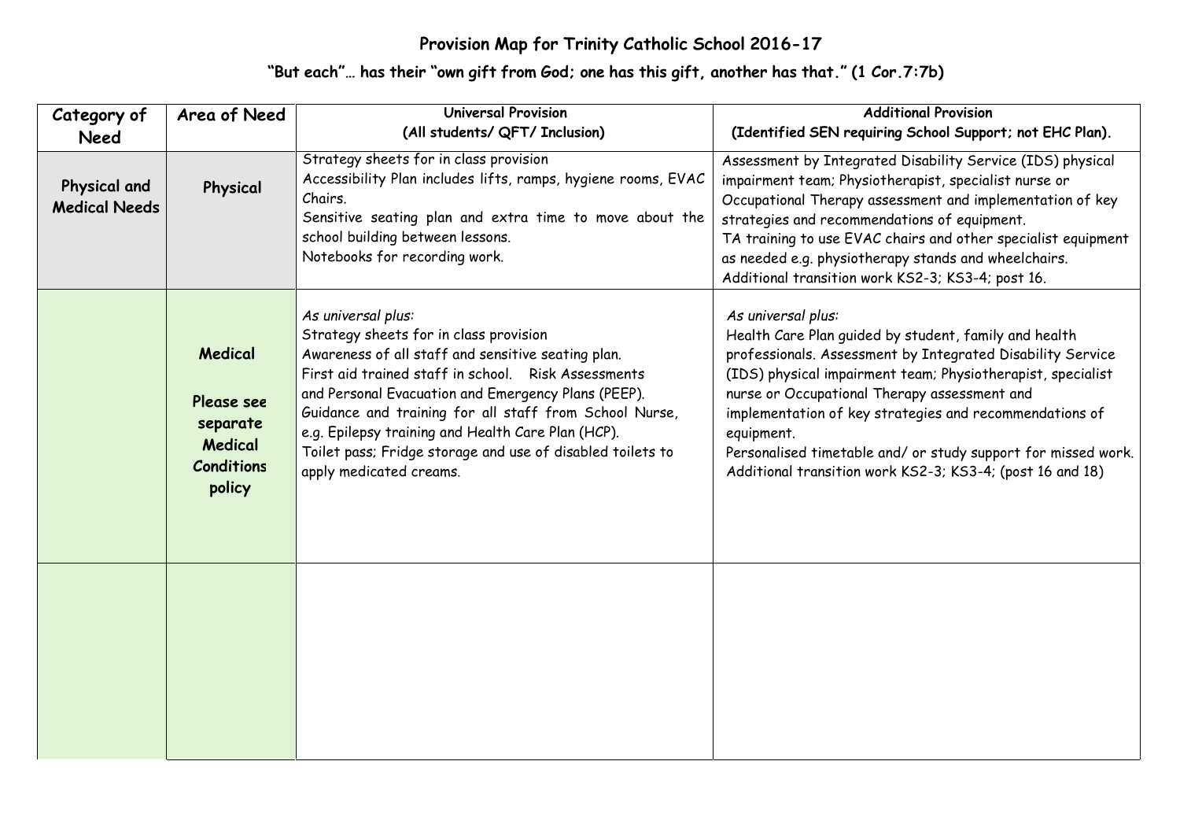**Provision Map for Trinity Catholic School 2016-17**

**"But each"… has their "own gift from God; one has this gift, another has that." (1 Cor.7:7b)**

| Category of Need | Area of Need | Universal Provision (All students/ QFT/ Inclusion) | Additional Provision (Identified SEN requiring School Support; not EHC Plan). |
|---|---|---|---|
| **Physical and Medical Needs** | **Physical** | Strategy sheets for in class provision<br>Accessibility Plan includes lifts, ramps, hygiene rooms, EVAC Chairs.<br>Sensitive seating plan and extra time to move about the school building between lessons.<br>Notebooks for recording work. | Assessment by Integrated Disability Service (IDS) physical impairment team; Physiotherapist, specialist nurse or Occupational Therapy assessment and implementation of key strategies and recommendations of equipment.<br>TA training to use EVAC chairs and other specialist equipment as needed e.g. physiotherapy stands and wheelchairs.<br>Additional transition work KS2-3; KS3-4; post 16. |
| | **Medical**<br><br>**Please see separate Medical Conditions policy** | *As universal plus:*<br>Strategy sheets for in class provision<br>Awareness of all staff and sensitive seating plan.<br>First aid trained staff in school. Risk Assessments and Personal Evacuation and Emergency Plans (PEEP).<br>Guidance and training for all staff from School Nurse, e.g. Epilepsy training and Health Care Plan (HCP).<br>Toilet pass; Fridge storage and use of disabled toilets to apply medicated creams. | *As universal plus:*<br>Health Care Plan guided by student, family and health professionals. Assessment by Integrated Disability Service (IDS) physical impairment team; Physiotherapist, specialist nurse or Occupational Therapy assessment and implementation of key strategies and recommendations of equipment.<br>Personalised timetable and/ or study support for missed work.<br>Additional transition work KS2-3; KS3-4; (post 16 and 18) |
| | | | |